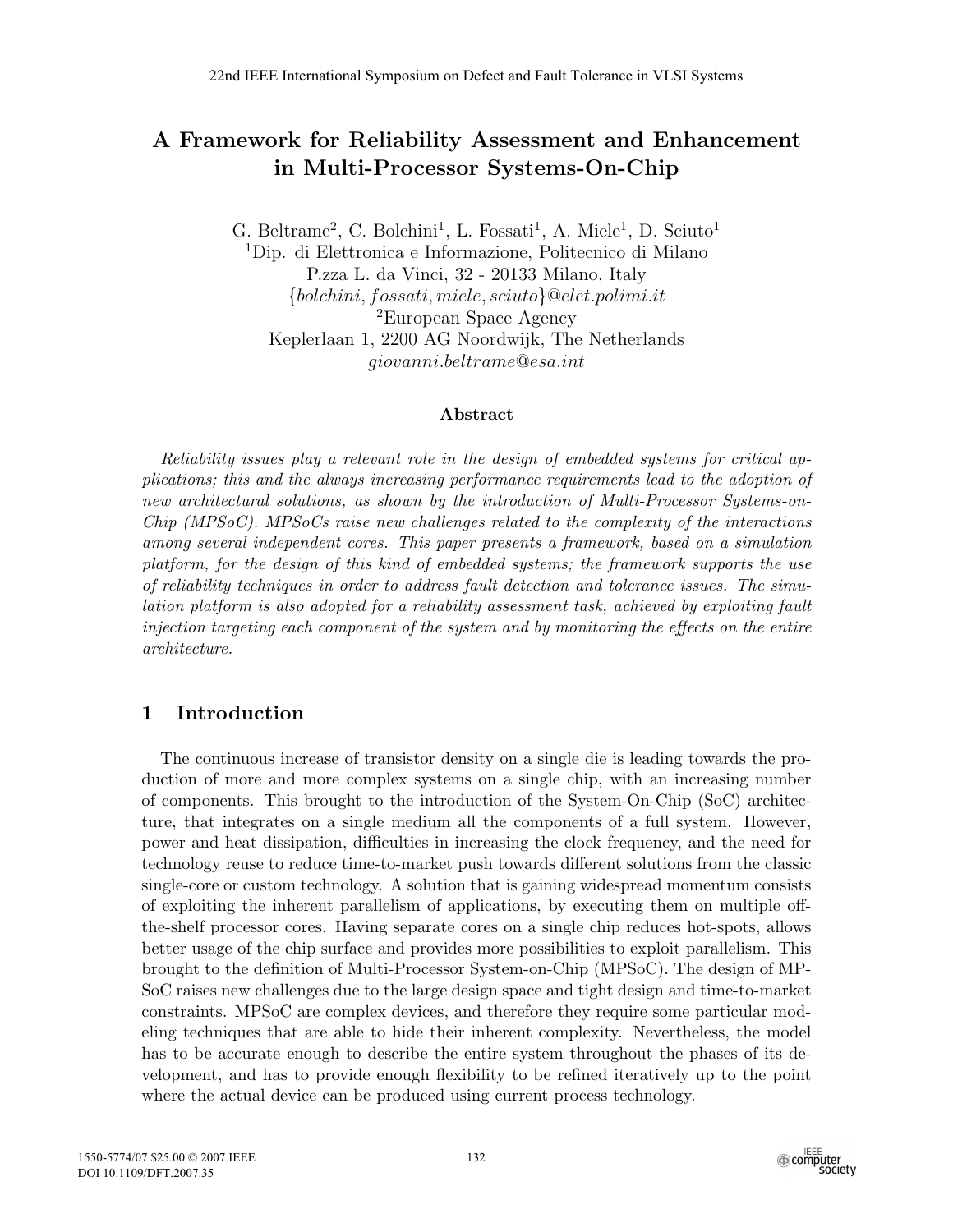# A Framework for Reliability Assessment and Enhancement in Multi-Processor Systems-On-Chip

G. Beltrame[2], C. Bolchini[1], L. Fossati[1], A. Miele[1], D. Sciuto[1]

[1]Dip. di Elettronica e Informazione, Politecnico di Milano
P.zza L. da Vinci, 32 - 20133 Milano, Italy
*{bolchini, fossati, miele, sciuto}@elet.polimi.it*

[2]European Space Agency
Keplerlaan 1, 2200 AG Noordwijk, The Netherlands
*giovanni.beltrame@esa.int*

### Abstract

*Reliability issues play a relevant role in the design of embedded systems for critical applications; this and the always increasing performance requirements lead to the adoption of new architectural solutions, as shown by the introduction of Multi-Processor Systems-on-Chip (MPSoC). MPSoCs raise new challenges related to the complexity of the interactions among several independent cores. This paper presents a framework, based on a simulation platform, for the design of this kind of embedded systems; the framework supports the use of reliability techniques in order to address fault detection and tolerance issues. The simulation platform is also adopted for a reliability assessment task, achieved by exploiting fault injection targeting each component of the system and by monitoring the effects on the entire architecture.*

## 1 Introduction

The continuous increase of transistor density on a single die is leading towards the production of more and more complex systems on a single chip, with an increasing number of components. This brought to the introduction of the System-On-Chip (SoC) architecture, that integrates on a single medium all the components of a full system. However, power and heat dissipation, difficulties in increasing the clock frequency, and the need for technology reuse to reduce time-to-market push towards different solutions from the classic single-core or custom technology. A solution that is gaining widespread momentum consists of exploiting the inherent parallelism of applications, by executing them on multiple off-the-shelf processor cores. Having separate cores on a single chip reduces hot-spots, allows better usage of the chip surface and provides more possibilities to exploit parallelism. This brought to the definition of Multi-Processor System-on-Chip (MPSoC). The design of MPSoC raises new challenges due to the large design space and tight design and time-to-market constraints. MPSoC are complex devices, and therefore they require some particular modeling techniques that are able to hide their inherent complexity. Nevertheless, the model has to be accurate enough to describe the entire system throughout the phases of its development, and has to provide enough flexibility to be refined iteratively up to the point where the actual device can be produced using current process technology.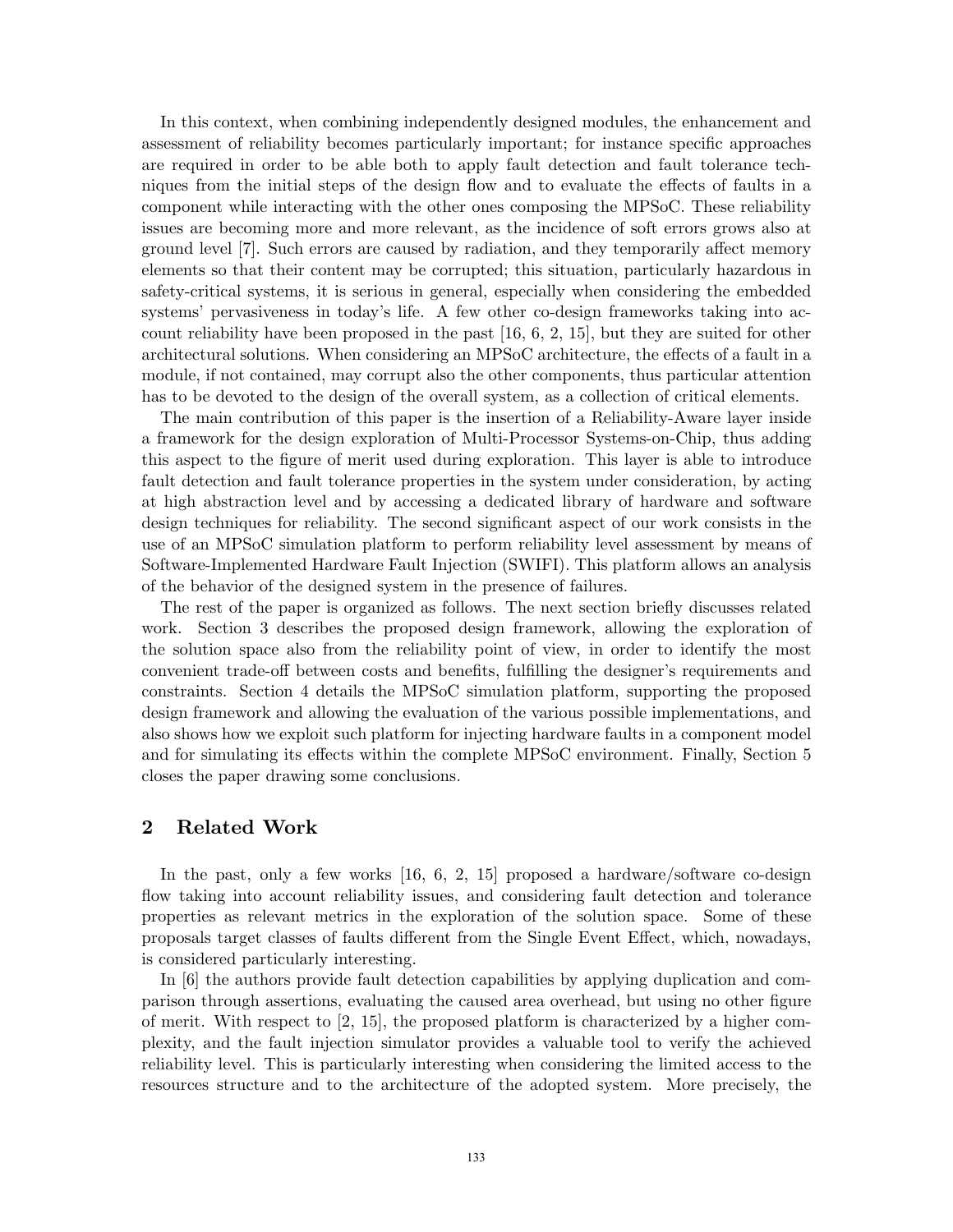In this context, when combining independently designed modules, the enhancement and assessment of reliability becomes particularly important; for instance specific approaches are required in order to be able both to apply fault detection and fault tolerance techniques from the initial steps of the design flow and to evaluate the effects of faults in a component while interacting with the other ones composing the MPSoC. These reliability issues are becoming more and more relevant, as the incidence of soft errors grows also at ground level [7]. Such errors are caused by radiation, and they temporarily affect memory elements so that their content may be corrupted; this situation, particularly hazardous in safety-critical systems, it is serious in general, especially when considering the embedded systems' pervasiveness in today's life. A few other co-design frameworks taking into account reliability have been proposed in the past [16, 6, 2, 15], but they are suited for other architectural solutions. When considering an MPSoC architecture, the effects of a fault in a module, if not contained, may corrupt also the other components, thus particular attention has to be devoted to the design of the overall system, as a collection of critical elements.

The main contribution of this paper is the insertion of a Reliability-Aware layer inside a framework for the design exploration of Multi-Processor Systems-on-Chip, thus adding this aspect to the figure of merit used during exploration. This layer is able to introduce fault detection and fault tolerance properties in the system under consideration, by acting at high abstraction level and by accessing a dedicated library of hardware and software design techniques for reliability. The second significant aspect of our work consists in the use of an MPSoC simulation platform to perform reliability level assessment by means of Software-Implemented Hardware Fault Injection (SWIFI). This platform allows an analysis of the behavior of the designed system in the presence of failures.

The rest of the paper is organized as follows. The next section briefly discusses related work. Section 3 describes the proposed design framework, allowing the exploration of the solution space also from the reliability point of view, in order to identify the most convenient trade-off between costs and benefits, fulfilling the designer's requirements and constraints. Section 4 details the MPSoC simulation platform, supporting the proposed design framework and allowing the evaluation of the various possible implementations, and also shows how we exploit such platform for injecting hardware faults in a component model and for simulating its effects within the complete MPSoC environment. Finally, Section 5 closes the paper drawing some conclusions.

## 2 Related Work

In the past, only a few works [16, 6, 2, 15] proposed a hardware/software co-design flow taking into account reliability issues, and considering fault detection and tolerance properties as relevant metrics in the exploration of the solution space. Some of these proposals target classes of faults different from the Single Event Effect, which, nowadays, is considered particularly interesting.

In [6] the authors provide fault detection capabilities by applying duplication and comparison through assertions, evaluating the caused area overhead, but using no other figure of merit. With respect to [2, 15], the proposed platform is characterized by a higher complexity, and the fault injection simulator provides a valuable tool to verify the achieved reliability level. This is particularly interesting when considering the limited access to the resources structure and to the architecture of the adopted system. More precisely, the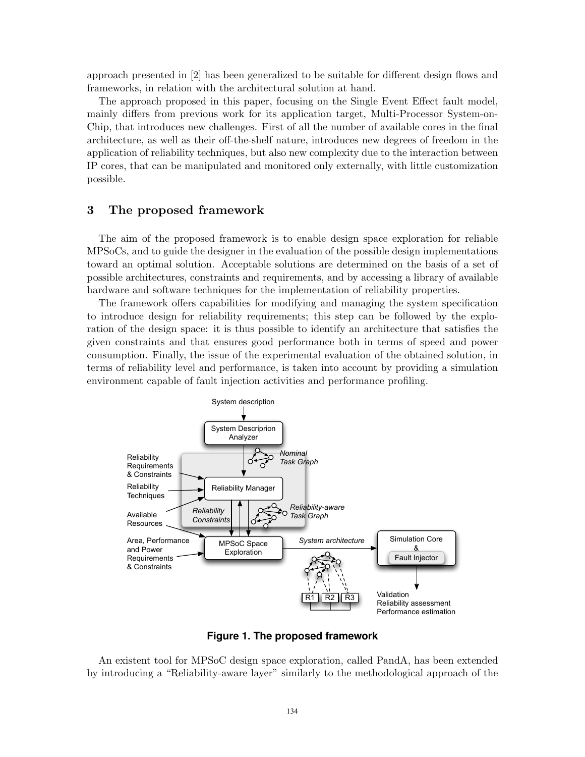approach presented in [2] has been generalized to be suitable for different design flows and frameworks, in relation with the architectural solution at hand.

The approach proposed in this paper, focusing on the Single Event Effect fault model, mainly differs from previous work for its application target, Multi-Processor System-on-Chip, that introduces new challenges. First of all the number of available cores in the final architecture, as well as their off-the-shelf nature, introduces new degrees of freedom in the application of reliability techniques, but also new complexity due to the interaction between IP cores, that can be manipulated and monitored only externally, with little customization possible.

## 3 The proposed framework

The aim of the proposed framework is to enable design space exploration for reliable MPSoCs, and to guide the designer in the evaluation of the possible design implementations toward an optimal solution. Acceptable solutions are determined on the basis of a set of possible architectures, constraints and requirements, and by accessing a library of available hardware and software techniques for the implementation of reliability properties.

The framework offers capabilities for modifying and managing the system specification to introduce design for reliability requirements; this step can be followed by the exploration of the design space: it is thus possible to identify an architecture that satisfies the given constraints and that ensures good performance both in terms of speed and power consumption. Finally, the issue of the experimental evaluation of the obtained solution, in terms of reliability level and performance, is taken into account by providing a simulation environment capable of fault injection activities and performance profiling.

**Figure 1. The proposed framework**

An existent tool for MPSoC design space exploration, called PandA, has been extended by introducing a "Reliability-aware layer" similarly to the methodological approach of the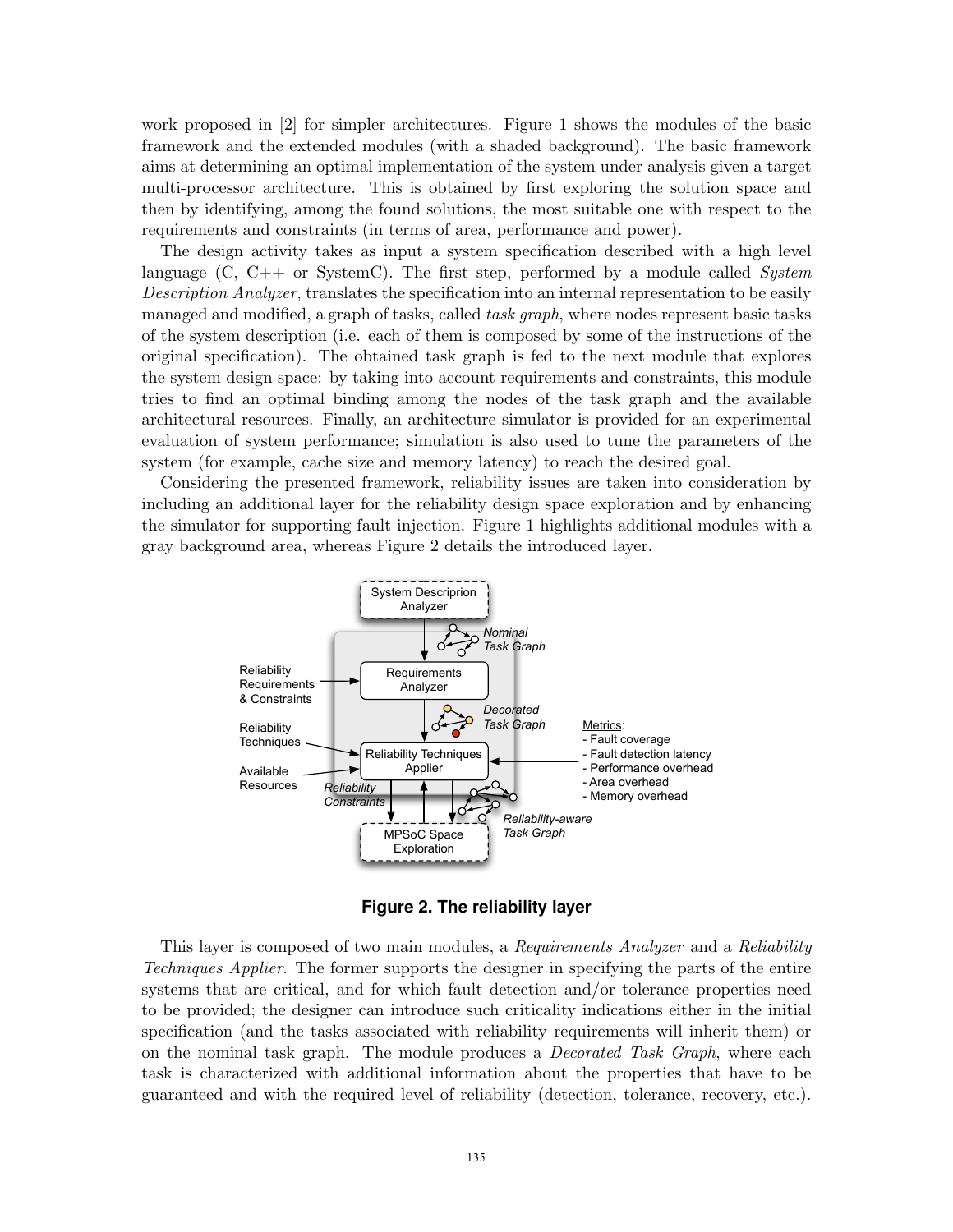work proposed in [2] for simpler architectures. Figure 1 shows the modules of the basic framework and the extended modules (with a shaded background). The basic framework aims at determining an optimal implementation of the system under analysis given a target multi-processor architecture. This is obtained by first exploring the solution space and then by identifying, among the found solutions, the most suitable one with respect to the requirements and constraints (in terms of area, performance and power).

The design activity takes as input a system specification described with a high level language (C, C++ or SystemC). The first step, performed by a module called *System Description Analyzer*, translates the specification into an internal representation to be easily managed and modified, a graph of tasks, called *task graph*, where nodes represent basic tasks of the system description (i.e. each of them is composed by some of the instructions of the original specification). The obtained task graph is fed to the next module that explores the system design space: by taking into account requirements and constraints, this module tries to find an optimal binding among the nodes of the task graph and the available architectural resources. Finally, an architecture simulator is provided for an experimental evaluation of system performance; simulation is also used to tune the parameters of the system (for example, cache size and memory latency) to reach the desired goal.

Considering the presented framework, reliability issues are taken into consideration by including an additional layer for the reliability design space exploration and by enhancing the simulator for supporting fault injection. Figure 1 highlights additional modules with a gray background area, whereas Figure 2 details the introduced layer.

System Descriprion Analyzer

Nominal Task Graph

Reliability Requirements & Constraints

Requirements Analyzer

Decorated Task Graph

Reliability Techniques

Reliability Techniques Applier

Available Resources

Metrics:
- Fault coverage
- Fault detection latency
- Performance overhead
- Area overhead
- Memory overhead

Reliability Constraints

Reliability-aware Task Graph

MPSoC Space Exploration

**Figure 2. The reliability layer**

This layer is composed of two main modules, a *Requirements Analyzer* and a *Reliability Techniques Applier*. The former supports the designer in specifying the parts of the entire systems that are critical, and for which fault detection and/or tolerance properties need to be provided; the designer can introduce such criticality indications either in the initial specification (and the tasks associated with reliability requirements will inherit them) or on the nominal task graph. The module produces a *Decorated Task Graph*, where each task is characterized with additional information about the properties that have to be guaranteed and with the required level of reliability (detection, tolerance, recovery, etc.).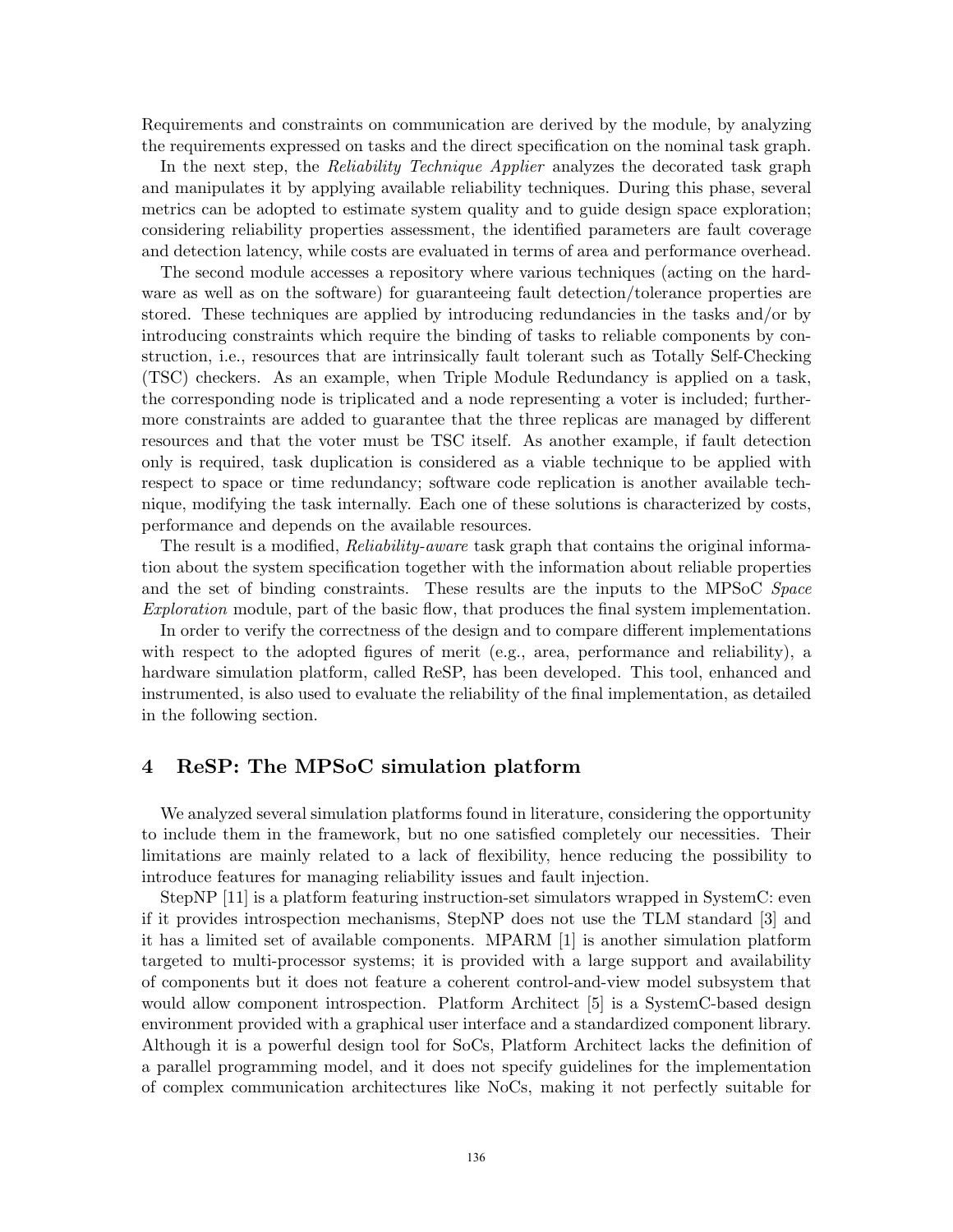Requirements and constraints on communication are derived by the module, by analyzing the requirements expressed on tasks and the direct specification on the nominal task graph.

In the next step, the *Reliability Technique Applier* analyzes the decorated task graph and manipulates it by applying available reliability techniques. During this phase, several metrics can be adopted to estimate system quality and to guide design space exploration; considering reliability properties assessment, the identified parameters are fault coverage and detection latency, while costs are evaluated in terms of area and performance overhead.

The second module accesses a repository where various techniques (acting on the hardware as well as on the software) for guaranteeing fault detection/tolerance properties are stored. These techniques are applied by introducing redundancies in the tasks and/or by introducing constraints which require the binding of tasks to reliable components by construction, i.e., resources that are intrinsically fault tolerant such as Totally Self-Checking (TSC) checkers. As an example, when Triple Module Redundancy is applied on a task, the corresponding node is triplicated and a node representing a voter is included; furthermore constraints are added to guarantee that the three replicas are managed by different resources and that the voter must be TSC itself. As another example, if fault detection only is required, task duplication is considered as a viable technique to be applied with respect to space or time redundancy; software code replication is another available technique, modifying the task internally. Each one of these solutions is characterized by costs, performance and depends on the available resources.

The result is a modified, *Reliability-aware* task graph that contains the original information about the system specification together with the information about reliable properties and the set of binding constraints. These results are the inputs to the MPSoC *Space Exploration* module, part of the basic flow, that produces the final system implementation.

In order to verify the correctness of the design and to compare different implementations with respect to the adopted figures of merit (e.g., area, performance and reliability), a hardware simulation platform, called ReSP, has been developed. This tool, enhanced and instrumented, is also used to evaluate the reliability of the final implementation, as detailed in the following section.

## 4 ReSP: The MPSoC simulation platform

We analyzed several simulation platforms found in literature, considering the opportunity to include them in the framework, but no one satisfied completely our necessities. Their limitations are mainly related to a lack of flexibility, hence reducing the possibility to introduce features for managing reliability issues and fault injection.

StepNP [11] is a platform featuring instruction-set simulators wrapped in SystemC: even if it provides introspection mechanisms, StepNP does not use the TLM standard [3] and it has a limited set of available components. MPARM [1] is another simulation platform targeted to multi-processor systems; it is provided with a large support and availability of components but it does not feature a coherent control-and-view model subsystem that would allow component introspection. Platform Architect [5] is a SystemC-based design environment provided with a graphical user interface and a standardized component library. Although it is a powerful design tool for SoCs, Platform Architect lacks the definition of a parallel programming model, and it does not specify guidelines for the implementation of complex communication architectures like NoCs, making it not perfectly suitable for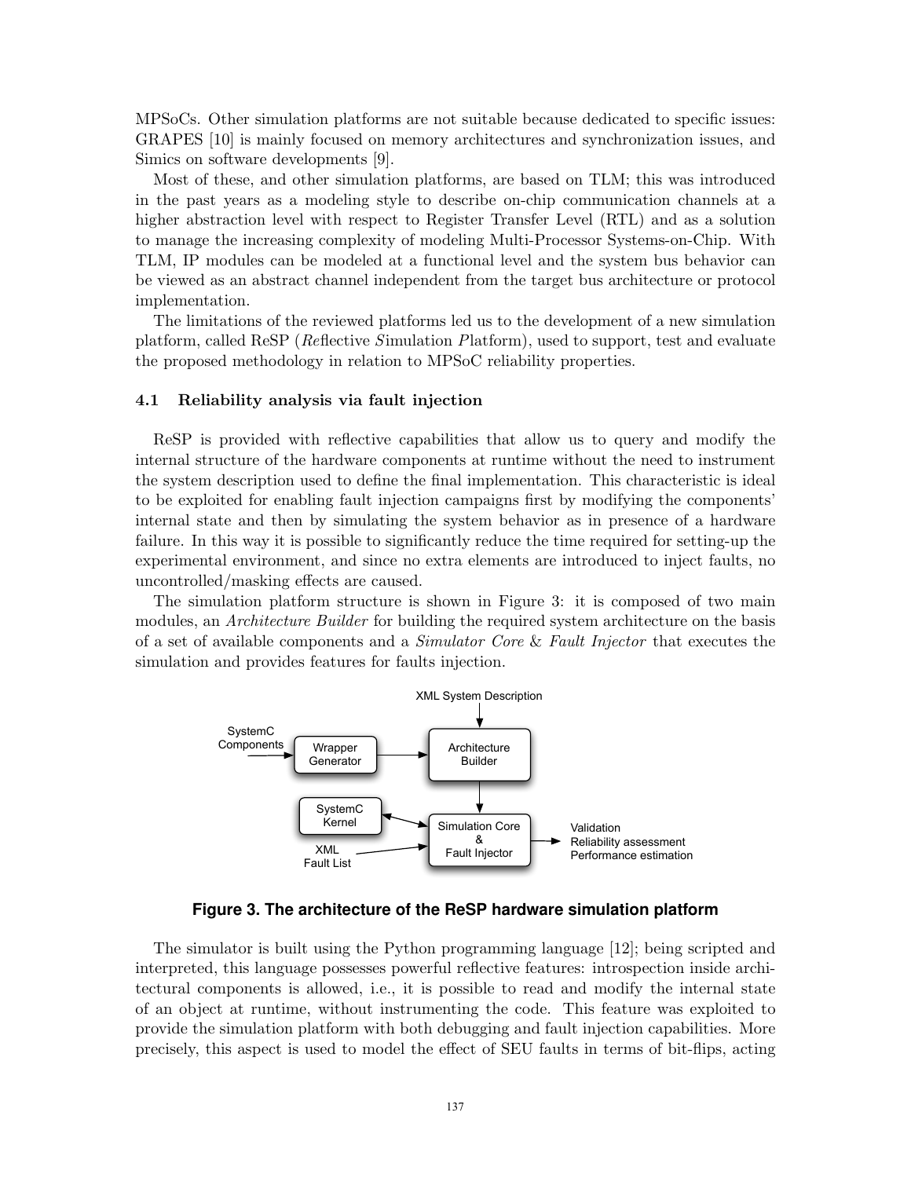MPSoCs. Other simulation platforms are not suitable because dedicated to specific issues: GRAPES [10] is mainly focused on memory architectures and synchronization issues, and Simics on software developments [9].

Most of these, and other simulation platforms, are based on TLM; this was introduced in the past years as a modeling style to describe on-chip communication channels at a higher abstraction level with respect to Register Transfer Level (RTL) and as a solution to manage the increasing complexity of modeling Multi-Processor Systems-on-Chip. With TLM, IP modules can be modeled at a functional level and the system bus behavior can be viewed as an abstract channel independent from the target bus architecture or protocol implementation.

The limitations of the reviewed platforms led us to the development of a new simulation platform, called ReSP (*Re*flective *S*imulation *P*latform), used to support, test and evaluate the proposed methodology in relation to MPSoC reliability properties.

### 4.1 Reliability analysis via fault injection

ReSP is provided with reflective capabilities that allow us to query and modify the internal structure of the hardware components at runtime without the need to instrument the system description used to define the final implementation. This characteristic is ideal to be exploited for enabling fault injection campaigns first by modifying the components' internal state and then by simulating the system behavior as in presence of a hardware failure. In this way it is possible to significantly reduce the time required for setting-up the experimental environment, and since no extra elements are introduced to inject faults, no uncontrolled/masking effects are caused.

The simulation platform structure is shown in Figure 3: it is composed of two main modules, an *Architecture Builder* for building the required system architecture on the basis of a set of available components and a *Simulator Core* & *Fault Injector* that executes the simulation and provides features for faults injection.

XML System Description

SystemC Components → Wrapper Generator → Architecture Builder → Simulation Core & Fault Injector ↔ SystemC Kernel; XML Fault List → Simulation Core & Fault Injector → Validation, Reliability assessment, Performance estimation

**Figure 3. The architecture of the ReSP hardware simulation platform**

The simulator is built using the Python programming language [12]; being scripted and interpreted, this language possesses powerful reflective features: introspection inside architectural components is allowed, i.e., it is possible to read and modify the internal state of an object at runtime, without instrumenting the code. This feature was exploited to provide the simulation platform with both debugging and fault injection capabilities. More precisely, this aspect is used to model the effect of SEU faults in terms of bit-flips, acting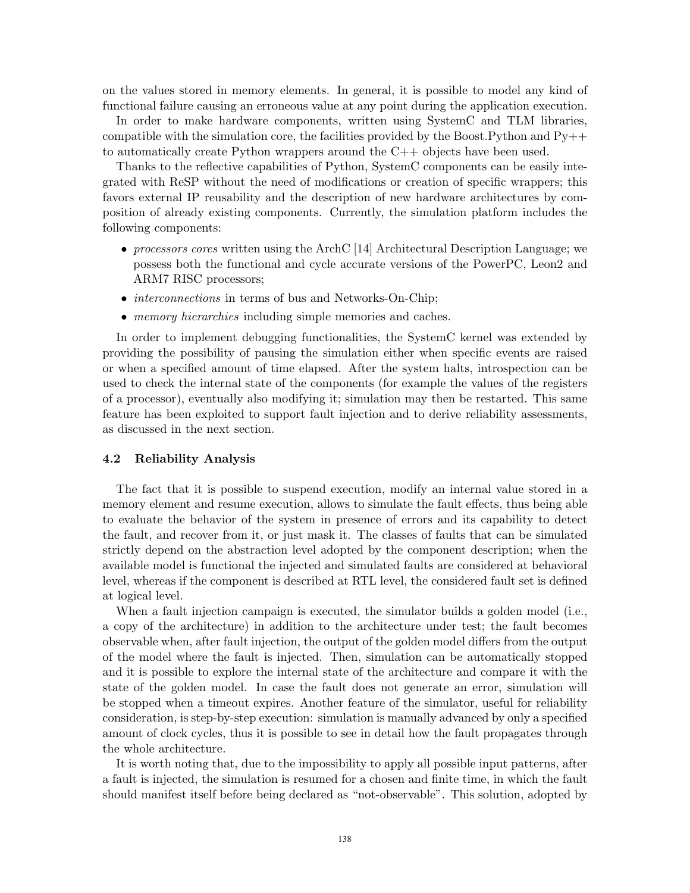on the values stored in memory elements. In general, it is possible to model any kind of functional failure causing an erroneous value at any point during the application execution.

In order to make hardware components, written using SystemC and TLM libraries, compatible with the simulation core, the facilities provided by the Boost.Python and Py++ to automatically create Python wrappers around the C++ objects have been used.

Thanks to the reflective capabilities of Python, SystemC components can be easily integrated with ReSP without the need of modifications or creation of specific wrappers; this favors external IP reusability and the description of new hardware architectures by composition of already existing components. Currently, the simulation platform includes the following components:

- *processors cores* written using the ArchC [14] Architectural Description Language; we possess both the functional and cycle accurate versions of the PowerPC, Leon2 and ARM7 RISC processors;
- *interconnections* in terms of bus and Networks-On-Chip;
- *memory hierarchies* including simple memories and caches.

In order to implement debugging functionalities, the SystemC kernel was extended by providing the possibility of pausing the simulation either when specific events are raised or when a specified amount of time elapsed. After the system halts, introspection can be used to check the internal state of the components (for example the values of the registers of a processor), eventually also modifying it; simulation may then be restarted. This same feature has been exploited to support fault injection and to derive reliability assessments, as discussed in the next section.

### 4.2 Reliability Analysis

The fact that it is possible to suspend execution, modify an internal value stored in a memory element and resume execution, allows to simulate the fault effects, thus being able to evaluate the behavior of the system in presence of errors and its capability to detect the fault, and recover from it, or just mask it. The classes of faults that can be simulated strictly depend on the abstraction level adopted by the component description; when the available model is functional the injected and simulated faults are considered at behavioral level, whereas if the component is described at RTL level, the considered fault set is defined at logical level.

When a fault injection campaign is executed, the simulator builds a golden model (i.e., a copy of the architecture) in addition to the architecture under test; the fault becomes observable when, after fault injection, the output of the golden model differs from the output of the model where the fault is injected. Then, simulation can be automatically stopped and it is possible to explore the internal state of the architecture and compare it with the state of the golden model. In case the fault does not generate an error, simulation will be stopped when a timeout expires. Another feature of the simulator, useful for reliability consideration, is step-by-step execution: simulation is manually advanced by only a specified amount of clock cycles, thus it is possible to see in detail how the fault propagates through the whole architecture.

It is worth noting that, due to the impossibility to apply all possible input patterns, after a fault is injected, the simulation is resumed for a chosen and finite time, in which the fault should manifest itself before being declared as "not-observable". This solution, adopted by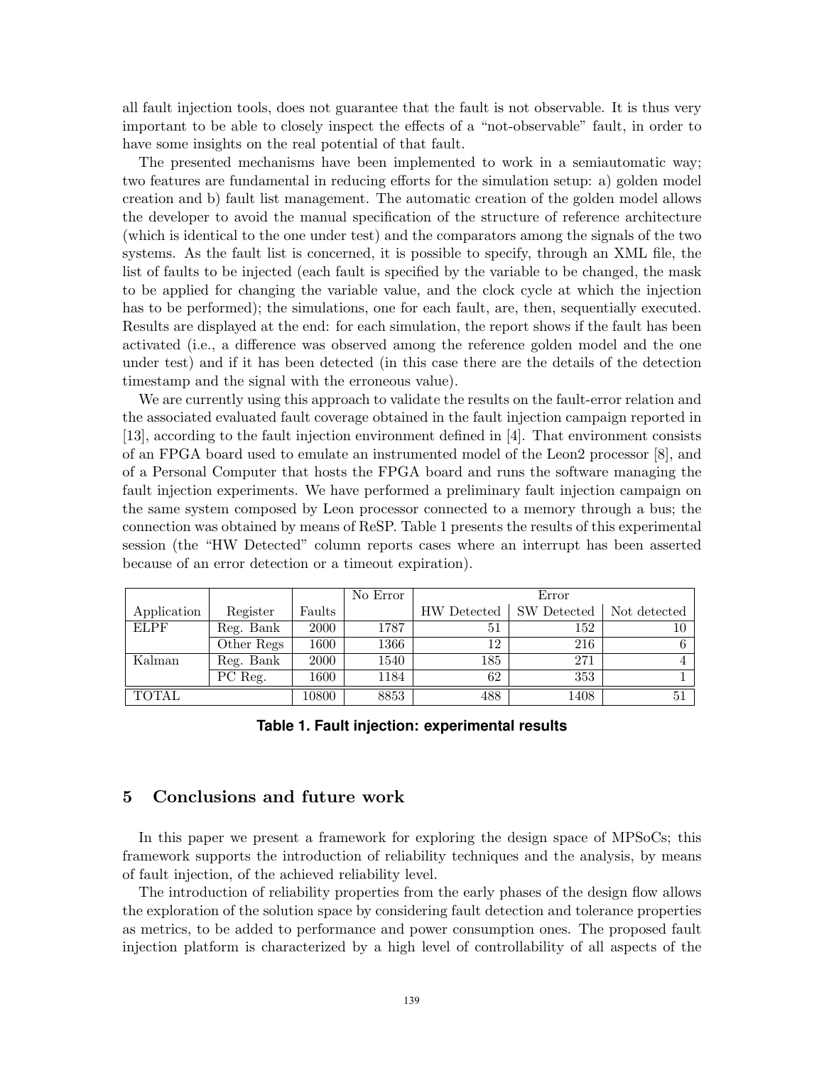all fault injection tools, does not guarantee that the fault is not observable. It is thus very important to be able to closely inspect the effects of a "not-observable" fault, in order to have some insights on the real potential of that fault.

The presented mechanisms have been implemented to work in a semiautomatic way; two features are fundamental in reducing efforts for the simulation setup: a) golden model creation and b) fault list management. The automatic creation of the golden model allows the developer to avoid the manual specification of the structure of reference architecture (which is identical to the one under test) and the comparators among the signals of the two systems. As the fault list is concerned, it is possible to specify, through an XML file, the list of faults to be injected (each fault is specified by the variable to be changed, the mask to be applied for changing the variable value, and the clock cycle at which the injection has to be performed); the simulations, one for each fault, are, then, sequentially executed. Results are displayed at the end: for each simulation, the report shows if the fault has been activated (i.e., a difference was observed among the reference golden model and the one under test) and if it has been detected (in this case there are the details of the detection timestamp and the signal with the erroneous value).

We are currently using this approach to validate the results on the fault-error relation and the associated evaluated fault coverage obtained in the fault injection campaign reported in [13], according to the fault injection environment defined in [4]. That environment consists of an FPGA board used to emulate an instrumented model of the Leon2 processor [8], and of a Personal Computer that hosts the FPGA board and runs the software managing the fault injection experiments. We have performed a preliminary fault injection campaign on the same system composed by Leon processor connected to a memory through a bus; the connection was obtained by means of ReSP. Table 1 presents the results of this experimental session (the "HW Detected" column reports cases where an interrupt has been asserted because of an error detection or a timeout expiration).

| | | | No Error | Error | | |
|---|---|---|---|---|---|---|
| Application | Register | Faults | | HW Detected | SW Detected | Not detected |
| ELPF | Reg. Bank | 2000 | 1787 | 51 | 152 | 10 |
| | Other Regs | 1600 | 1366 | 12 | 216 | 6 |
| Kalman | Reg. Bank | 2000 | 1540 | 185 | 271 | 4 |
| | PC Reg. | 1600 | 1184 | 62 | 353 | 1 |
| TOTAL | | 10800 | 8853 | 488 | 1408 | 51 |

**Table 1. Fault injection: experimental results**

## 5 Conclusions and future work

In this paper we present a framework for exploring the design space of MPSoCs; this framework supports the introduction of reliability techniques and the analysis, by means of fault injection, of the achieved reliability level.

The introduction of reliability properties from the early phases of the design flow allows the exploration of the solution space by considering fault detection and tolerance properties as metrics, to be added to performance and power consumption ones. The proposed fault injection platform is characterized by a high level of controllability of all aspects of the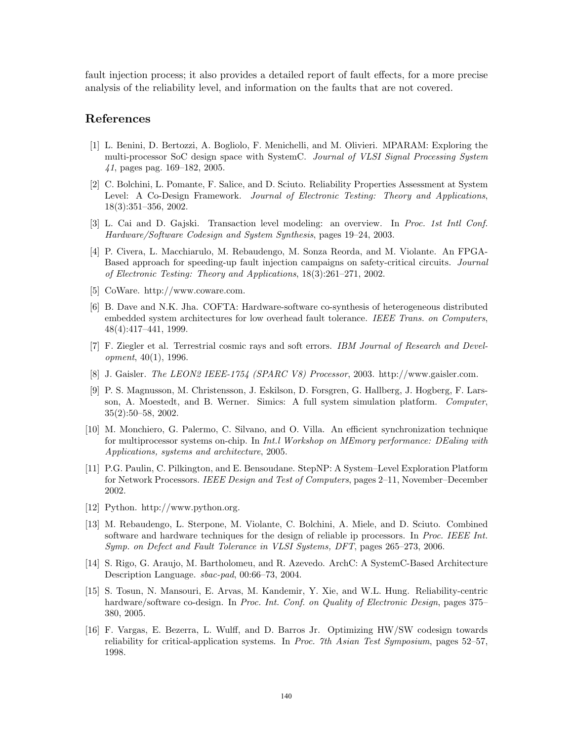fault injection process; it also provides a detailed report of fault effects, for a more precise analysis of the reliability level, and information on the faults that are not covered.

## References

[1] L. Benini, D. Bertozzi, A. Bogliolo, F. Menichelli, and M. Olivieri. MPARAM: Exploring the multi-processor SoC design space with SystemC. *Journal of VLSI Signal Processing System 41*, pages pag. 169–182, 2005.

[2] C. Bolchini, L. Pomante, F. Salice, and D. Sciuto. Reliability Properties Assessment at System Level: A Co-Design Framework. *Journal of Electronic Testing: Theory and Applications*, 18(3):351–356, 2002.

[3] L. Cai and D. Gajski. Transaction level modeling: an overview. In *Proc. 1st Intl Conf. Hardware/Software Codesign and System Synthesis*, pages 19–24, 2003.

[4] P. Civera, L. Macchiarulo, M. Rebaudengo, M. Sonza Reorda, and M. Violante. An FPGA-Based approach for speeding-up fault injection campaigns on safety-critical circuits. *Journal of Electronic Testing: Theory and Applications*, 18(3):261–271, 2002.

[5] CoWare. http://www.coware.com.

[6] B. Dave and N.K. Jha. COFTA: Hardware-software co-synthesis of heterogeneous distributed embedded system architectures for low overhead fault tolerance. *IEEE Trans. on Computers*, 48(4):417–441, 1999.

[7] F. Ziegler et al. Terrestrial cosmic rays and soft errors. *IBM Journal of Research and Development*, 40(1), 1996.

[8] J. Gaisler. *The LEON2 IEEE-1754 (SPARC V8) Processor*, 2003. http://www.gaisler.com.

[9] P. S. Magnusson, M. Christensson, J. Eskilson, D. Forsgren, G. Hallberg, J. Hogberg, F. Larsson, A. Moestedt, and B. Werner. Simics: A full system simulation platform. *Computer*, 35(2):50–58, 2002.

[10] M. Monchiero, G. Palermo, C. Silvano, and O. Villa. An efficient synchronization technique for multiprocessor systems on-chip. In *Int.l Workshop on MEmory performance: DEaling with Applications, systems and architecture*, 2005.

[11] P.G. Paulin, C. Pilkington, and E. Bensoudane. StepNP: A System–Level Exploration Platform for Network Processors. *IEEE Design and Test of Computers*, pages 2–11, November–December 2002.

[12] Python. http://www.python.org.

[13] M. Rebaudengo, L. Sterpone, M. Violante, C. Bolchini, A. Miele, and D. Sciuto. Combined software and hardware techniques for the design of reliable ip processors. In *Proc. IEEE Int. Symp. on Defect and Fault Tolerance in VLSI Systems, DFT*, pages 265–273, 2006.

[14] S. Rigo, G. Araujo, M. Bartholomeu, and R. Azevedo. ArchC: A SystemC-Based Architecture Description Language. *sbac-pad*, 00:66–73, 2004.

[15] S. Tosun, N. Mansouri, E. Arvas, M. Kandemir, Y. Xie, and W.L. Hung. Reliability-centric hardware/software co-design. In *Proc. Int. Conf. on Quality of Electronic Design*, pages 375–380, 2005.

[16] F. Vargas, E. Bezerra, L. Wulff, and D. Barros Jr. Optimizing HW/SW codesign towards reliability for critical-application systems. In *Proc. 7th Asian Test Symposium*, pages 52–57, 1998.